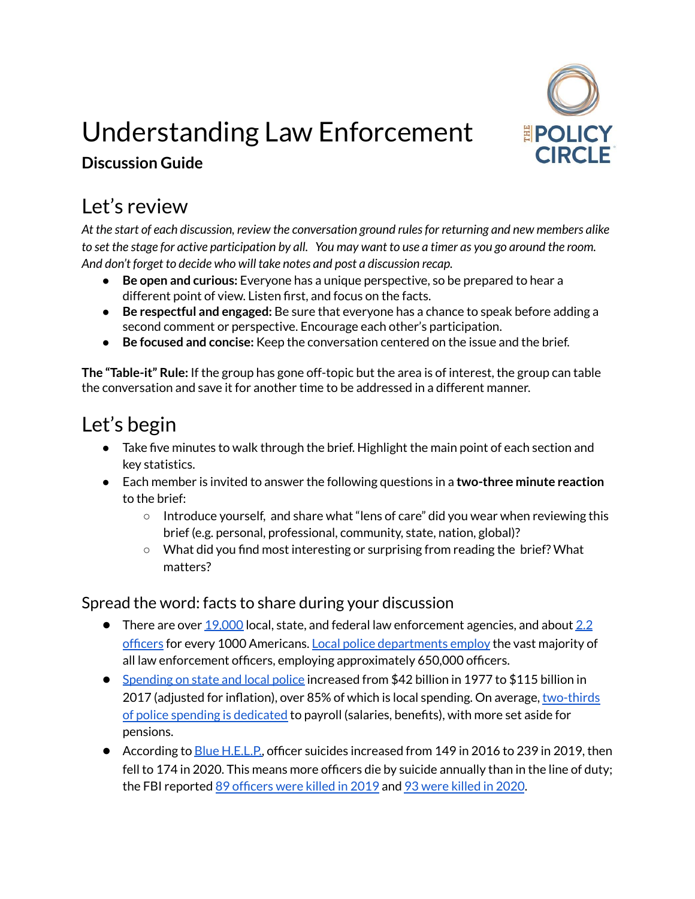# Understanding Law Enforcement

**Discussion Guide**

## Let's review

*At the start of each discussion, review the conversation ground rules for returning and new members alike to set the stage for active participation by all. You may want to use a timer as you go around the room. And don't forget to decide who will take notes and post a discussion recap.*

- **Be open and curious:** Everyone has a unique perspective, so be prepared to hear a different point of view. Listen first, and focus on the facts.
- **Be respectful and engaged:** Be sure that everyone has a chance to speak before adding a second comment or perspective. Encourage each other's participation.
- **Be focused and concise:** Keep the conversation centered on the issue and the brief.

**The "Table-it" Rule:** If the group has gone off-topic but the area is of interest, the group can table the conversation and save it for another time to be addressed in a different manner.

## Let's begin

- Take five minutes to walk through the brief. Highlight the main point of each section and key statistics.
- Each member is invited to answer the following questions in a **two-three minute reaction** to the brief:
  - Introduce yourself, and share what "lens of care" did you wear when reviewing this brief (e.g. personal, professional, community, state, nation, global)?
  - What did you find most interesting or surprising from reading the brief? What matters?

### Spread the word: facts to share during your discussion

- There are over 19,000 local, state, and federal law enforcement agencies, and about 2.2 officers for every 1000 Americans. Local police departments employ the vast majority of all law enforcement officers, employing approximately 650,000 officers.
- Spending on state and local police increased from $42 billion in 1977 to $115 billion in 2017 (adjusted for inflation), over 85% of which is local spending. On average, two-thirds of police spending is dedicated to payroll (salaries, benefits), with more set aside for pensions.
- According to Blue H.E.L.P., officer suicides increased from 149 in 2016 to 239 in 2019, then fell to 174 in 2020. This means more officers die by suicide annually than in the line of duty; the FBI reported 89 officers were killed in 2019 and 93 were killed in 2020.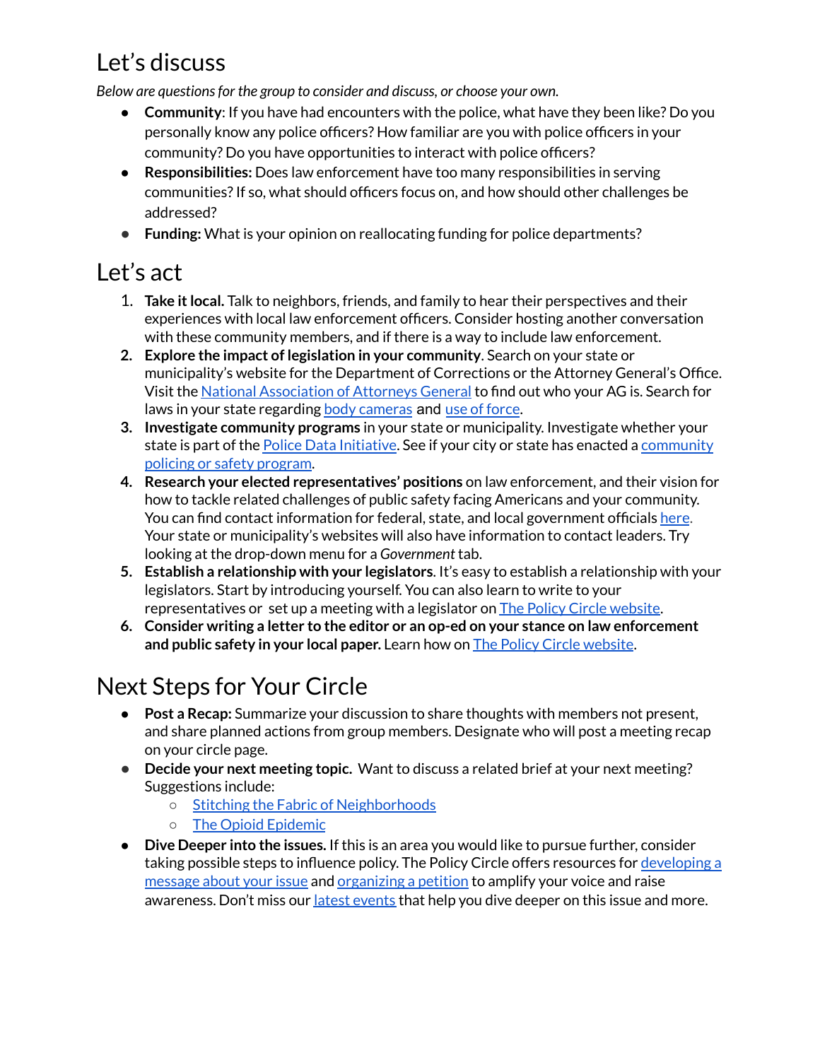## Let's discuss

*Below are questions for the group to consider and discuss, or choose your own.*

- **Community**: If you have had encounters with the police, what have they been like? Do you personally know any police officers? How familiar are you with police officers in your community? Do you have opportunities to interact with police officers?
- **Responsibilities:** Does law enforcement have too many responsibilities in serving communities? If so, what should officers focus on, and how should other challenges be addressed?
- **Funding:** What is your opinion on reallocating funding for police departments?

## Let's act

1. **Take it local.** Talk to neighbors, friends, and family to hear their perspectives and their experiences with local law enforcement officers. Consider hosting another conversation with these community members, and if there is a way to include law enforcement.
2. **Explore the impact of legislation in your community**. Search on your state or municipality's website for the Department of Corrections or the Attorney General's Office. Visit the National Association of Attorneys General to find out who your AG is. Search for laws in your state regarding body cameras and use of force.
3. **Investigate community programs** in your state or municipality. Investigate whether your state is part of the Police Data Initiative. See if your city or state has enacted a community policing or safety program.
4. **Research your elected representatives' positions** on law enforcement, and their vision for how to tackle related challenges of public safety facing Americans and your community. You can find contact information for federal, state, and local government officials here. Your state or municipality's websites will also have information to contact leaders. Try looking at the drop-down menu for a *Government* tab.
5. **Establish a relationship with your legislators**. It's easy to establish a relationship with your legislators. Start by introducing yourself. You can also learn to write to your representatives or set up a meeting with a legislator on The Policy Circle website.
6. **Consider writing a letter to the editor or an op-ed on your stance on law enforcement and public safety in your local paper.** Learn how on The Policy Circle website.

## Next Steps for Your Circle

- **Post a Recap:** Summarize your discussion to share thoughts with members not present, and share planned actions from group members. Designate who will post a meeting recap on your circle page.
- **Decide your next meeting topic.** Want to discuss a related brief at your next meeting? Suggestions include:
  - Stitching the Fabric of Neighborhoods
  - The Opioid Epidemic
- **Dive Deeper into the issues.** If this is an area you would like to pursue further, consider taking possible steps to influence policy. The Policy Circle offers resources for developing a message about your issue and organizing a petition to amplify your voice and raise awareness. Don't miss our latest events that help you dive deeper on this issue and more.